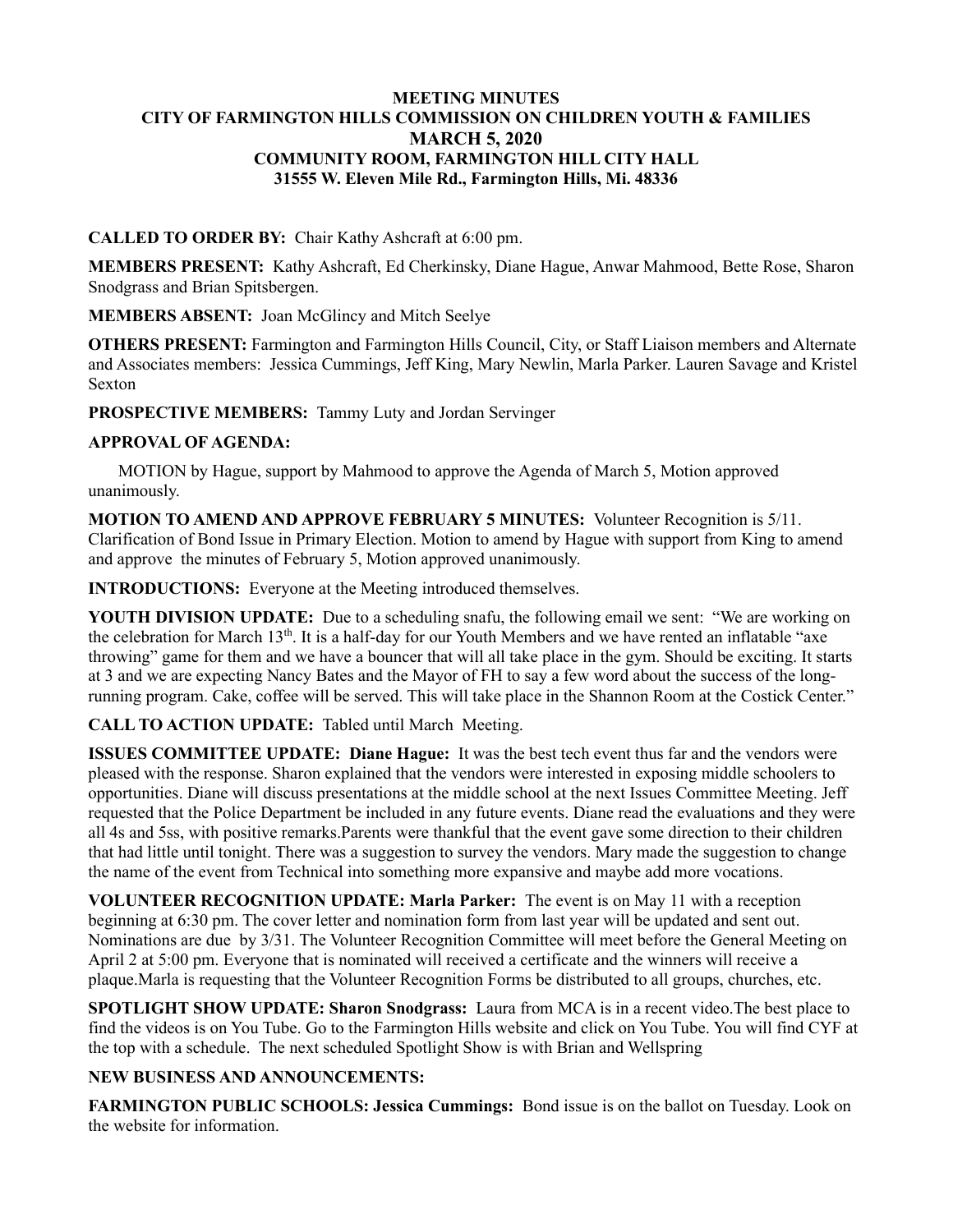**MEETING MINUTES**
**CITY OF FARMINGTON HILLS COMMISSION ON CHILDREN YOUTH & FAMILIES**
**MARCH 5, 2020**
**COMMUNITY ROOM, FARMINGTON HILL CITY HALL**
**31555 W. Eleven Mile Rd., Farmington Hills, Mi. 48336**

**CALLED TO ORDER BY:** Chair Kathy Ashcraft at 6:00 pm.

**MEMBERS PRESENT:** Kathy Ashcraft, Ed Cherkinsky, Diane Hague, Anwar Mahmood, Bette Rose, Sharon Snodgrass and Brian Spitsbergen.

**MEMBERS ABSENT:** Joan McGlincy and Mitch Seelye

**OTHERS PRESENT:** Farmington and Farmington Hills Council, City, or Staff Liaison members and Alternate and Associates members: Jessica Cummings, Jeff King, Mary Newlin, Marla Parker. Lauren Savage and Kristel Sexton

**PROSPECTIVE MEMBERS:** Tammy Luty and Jordan Servinger

**APPROVAL OF AGENDA:**

MOTION by Hague, support by Mahmood to approve the Agenda of March 5, Motion approved unanimously.

**MOTION TO AMEND AND APPROVE FEBRUARY 5 MINUTES:** Volunteer Recognition is 5/11. Clarification of Bond Issue in Primary Election. Motion to amend by Hague with support from King to amend and approve the minutes of February 5, Motion approved unanimously.

**INTRODUCTIONS:** Everyone at the Meeting introduced themselves.

**YOUTH DIVISION UPDATE:** Due to a scheduling snafu, the following email we sent: "We are working on the celebration for March 13th. It is a half-day for our Youth Members and we have rented an inflatable "axe throwing" game for them and we have a bouncer that will all take place in the gym. Should be exciting. It starts at 3 and we are expecting Nancy Bates and the Mayor of FH to say a few word about the success of the long-running program. Cake, coffee will be served. This will take place in the Shannon Room at the Costick Center."

**CALL TO ACTION UPDATE:** Tabled until March Meeting.

**ISSUES COMMITTEE UPDATE: Diane Hague:** It was the best tech event thus far and the vendors were pleased with the response. Sharon explained that the vendors were interested in exposing middle schoolers to opportunities. Diane will discuss presentations at the middle school at the next Issues Committee Meeting. Jeff requested that the Police Department be included in any future events. Diane read the evaluations and they were all 4s and 5ss, with positive remarks.Parents were thankful that the event gave some direction to their children that had little until tonight. There was a suggestion to survey the vendors. Mary made the suggestion to change the name of the event from Technical into something more expansive and maybe add more vocations.

**VOLUNTEER RECOGNITION UPDATE: Marla Parker:** The event is on May 11 with a reception beginning at 6:30 pm. The cover letter and nomination form from last year will be updated and sent out. Nominations are due by 3/31. The Volunteer Recognition Committee will meet before the General Meeting on April 2 at 5:00 pm. Everyone that is nominated will received a certificate and the winners will receive a plaque.Marla is requesting that the Volunteer Recognition Forms be distributed to all groups, churches, etc.

**SPOTLIGHT SHOW UPDATE: Sharon Snodgrass:** Laura from MCA is in a recent video.The best place to find the videos is on You Tube. Go to the Farmington Hills website and click on You Tube. You will find CYF at the top with a schedule. The next scheduled Spotlight Show is with Brian and Wellspring

**NEW BUSINESS AND ANNOUNCEMENTS:**

**FARMINGTON PUBLIC SCHOOLS: Jessica Cummings:** Bond issue is on the ballot on Tuesday. Look on the website for information.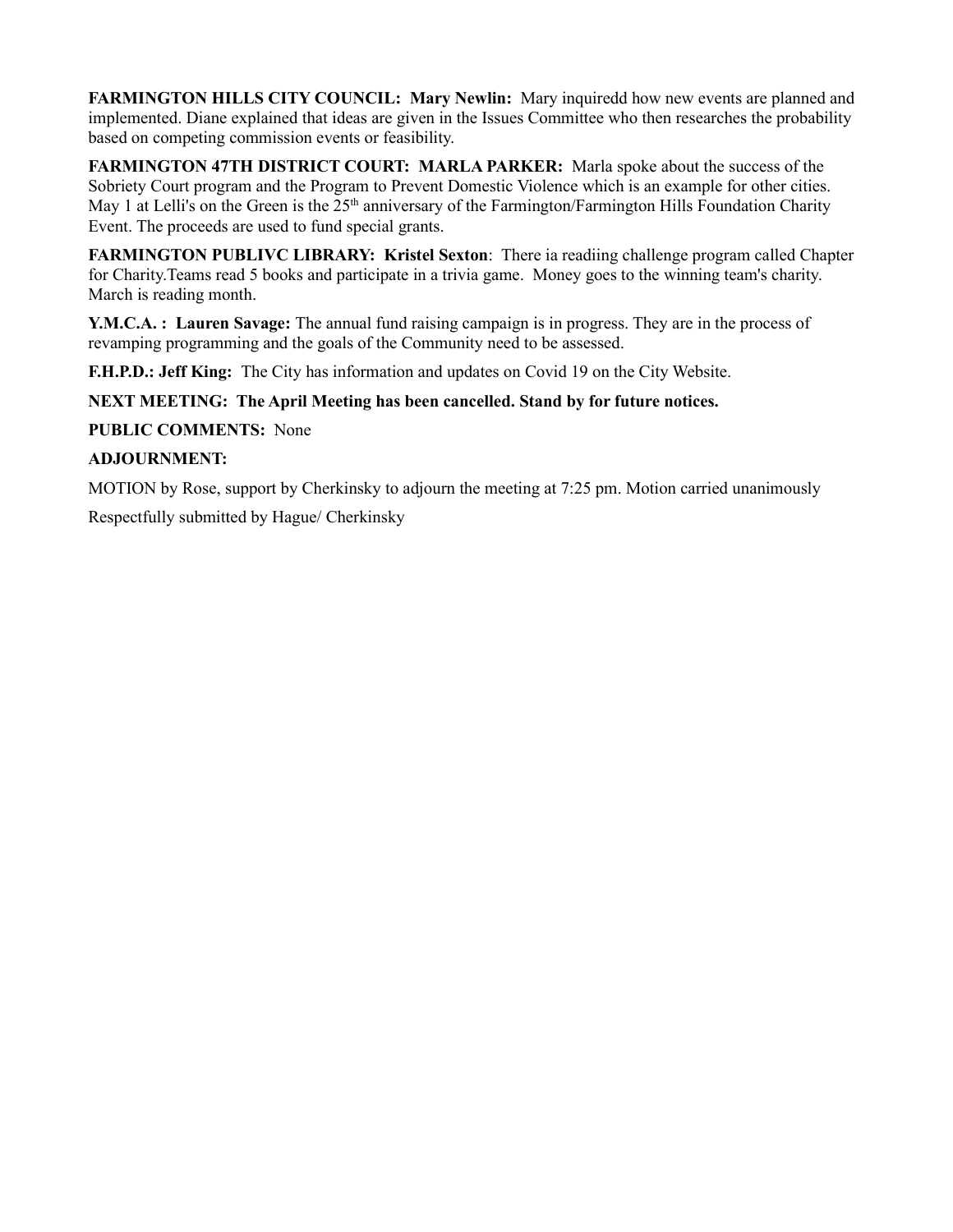**FARMINGTON HILLS CITY COUNCIL: Mary Newlin:** Mary inquiredd how new events are planned and implemented. Diane explained that ideas are given in the Issues Committee who then researches the probability based on competing commission events or feasibility.

**FARMINGTON 47TH DISTRICT COURT: MARLA PARKER:** Marla spoke about the success of the Sobriety Court program and the Program to Prevent Domestic Violence which is an example for other cities. May 1 at Lelli's on the Green is the 25th anniversary of the Farmington/Farmington Hills Foundation Charity Event. The proceeds are used to fund special grants.

**FARMINGTON PUBLIVC LIBRARY: Kristel Sexton**: There ia readiing challenge program called Chapter for Charity.Teams read 5 books and participate in a trivia game. Money goes to the winning team's charity. March is reading month.

**Y.M.C.A. : Lauren Savage:** The annual fund raising campaign is in progress. They are in the process of revamping programming and the goals of the Community need to be assessed.

**F.H.P.D.: Jeff King:** The City has information and updates on Covid 19 on the City Website.

**NEXT MEETING: The April Meeting has been cancelled. Stand by for future notices.**

**PUBLIC COMMENTS:** None

**ADJOURNMENT:**

MOTION by Rose, support by Cherkinsky to adjourn the meeting at 7:25 pm. Motion carried unanimously

Respectfully submitted by Hague/ Cherkinsky